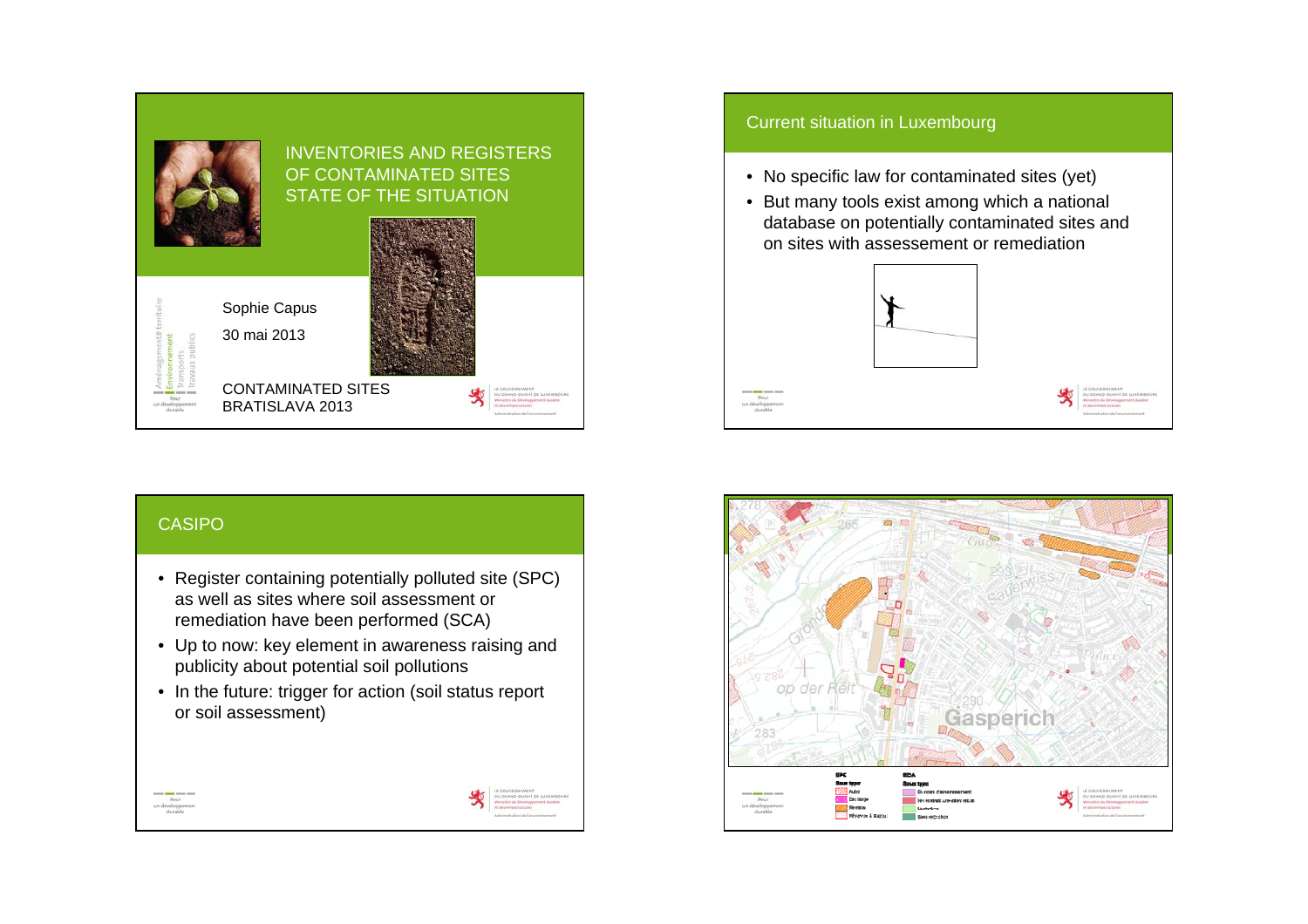# INVENTORIES AND REGISTERS OF CONTAMINATED SITES STATE OF THE SITUATION

Sophie Capus

30 mai 2013

CONTAMINATED SITES
BRATISLAVA 2013

## Current situation in Luxembourg

- No specific law for contaminated sites (yet)
- But many tools exist among which a national database on potentially contaminated sites and on sites with assessement or remediation

## CASIPO

- Register containing potentially polluted site (SPC) as well as sites where soil assessment or remediation have been performed (SCA)
- Up to now: key element in awareness raising and publicity about potential soil pollutions
- In the future: trigger for action (soil status report or soil assessment)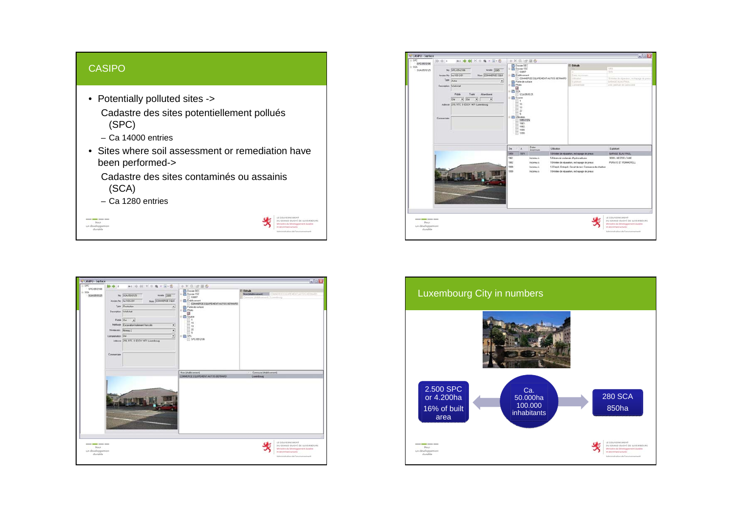## CASIPO

- Potentially polluted sites ->

  Cadastre des sites potentiellement pollués (SPC)

  – Ca 14000 entries
- Sites where soil assessment or remediation have been performed->

  Cadastre des sites contaminés ou assainis (SCA)

  – Ca 1280 entries

## Luxembourg City in numbers

2.500 SPC or 4.200ha

16% of built area

Ca. 50.000ha 100.000 inhabitants

280 SCA 850ha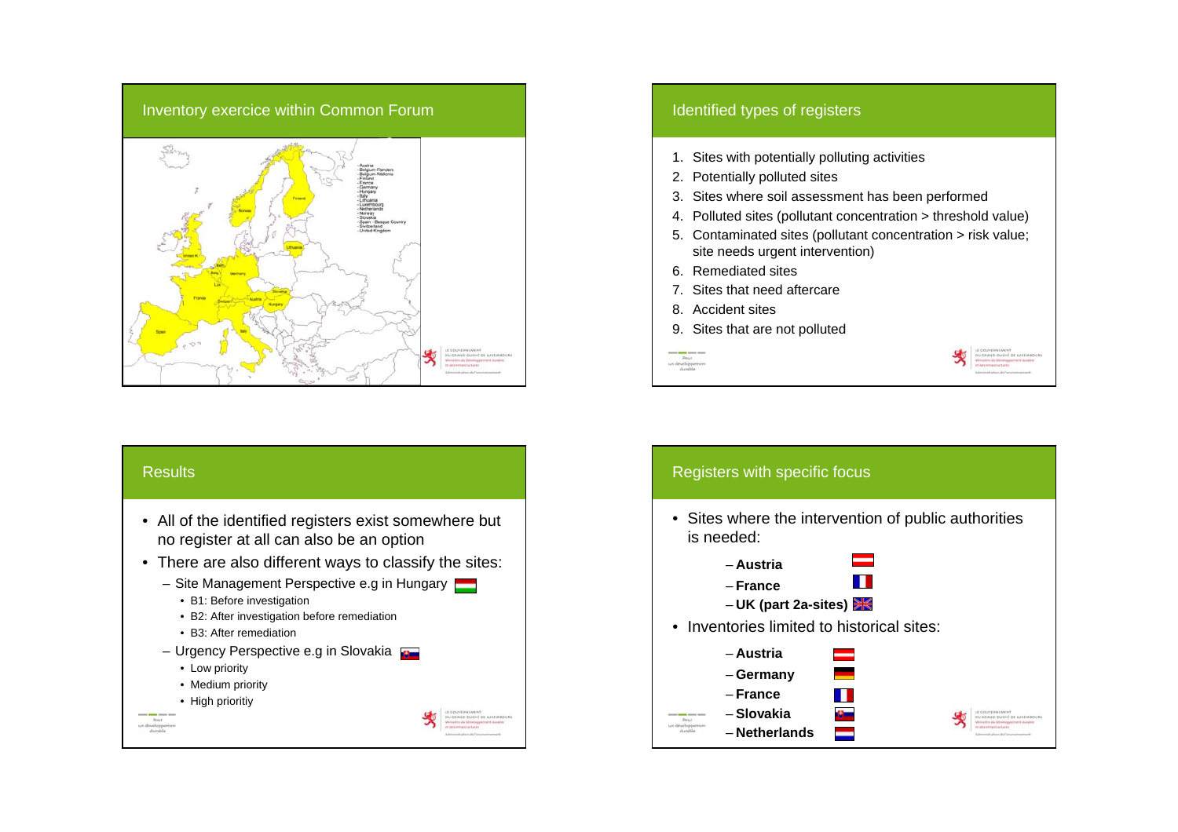## Inventory exercice within Common Forum

- Austria
- Belgium-Flanders
- Belgium-Wallonia
- Finland
- France
- Germany
- Hungary
- Italy
- Lithuania
- Luxembourg
- Netherlands
- Norway
- Slovakia
- Spain - Basque Country
- Switzerland
- United Kingdom

## Identified types of registers

1. Sites with potentially polluting activities
2. Potentially polluted sites
3. Sites where soil assessment has been performed
4. Polluted sites (pollutant concentration > threshold value)
5. Contaminated sites (pollutant concentration > risk value; site needs urgent intervention)
6. Remediated sites
7. Sites that need aftercare
8. Accident sites
9. Sites that are not polluted

## Results

- All of the identified registers exist somewhere but no register at all can also be an option
- There are also different ways to classify the sites:
  - Site Management Perspective e.g in Hungary
    - B1: Before investigation
    - B2: After investigation before remediation
    - B3: After remediation
  - Urgency Perspective e.g in Slovakia
    - Low priority
    - Medium priority
    - High prioritiy

## Registers with specific focus

- Sites where the intervention of public authorities is needed:
  - **Austria**
  - **France**
  - **UK (part 2a-sites)**
- Inventories limited to historical sites:
  - **Austria**
  - **Germany**
  - **France**
  - **Slovakia**
  - **Netherlands**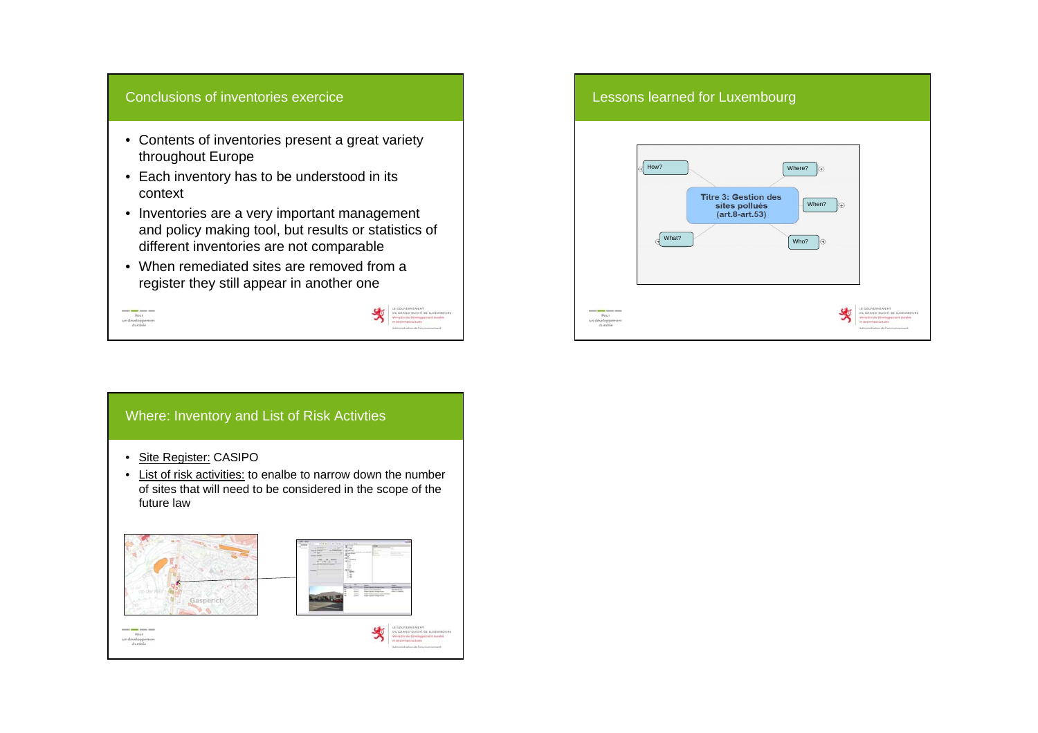## Conclusions of inventories exercice

- Contents of inventories present a great variety throughout Europe
- Each inventory has to be understood in its context
- Inventories are a very important management and policy making tool, but results or statistics of different inventories are not comparable
- When remediated sites are removed from a register they still appear in another one

## Lessons learned for Luxembourg

Titre 3: Gestion des sites pollués (art.8-art.53)

How?

Where?

When?

What?

Who?

## Where: Inventory and List of Risk Activties

- Site Register: CASIPO
- List of risk activities: to enalbe to narrow down the number of sites that will need to be considered in the scope of the future law

Gasperich